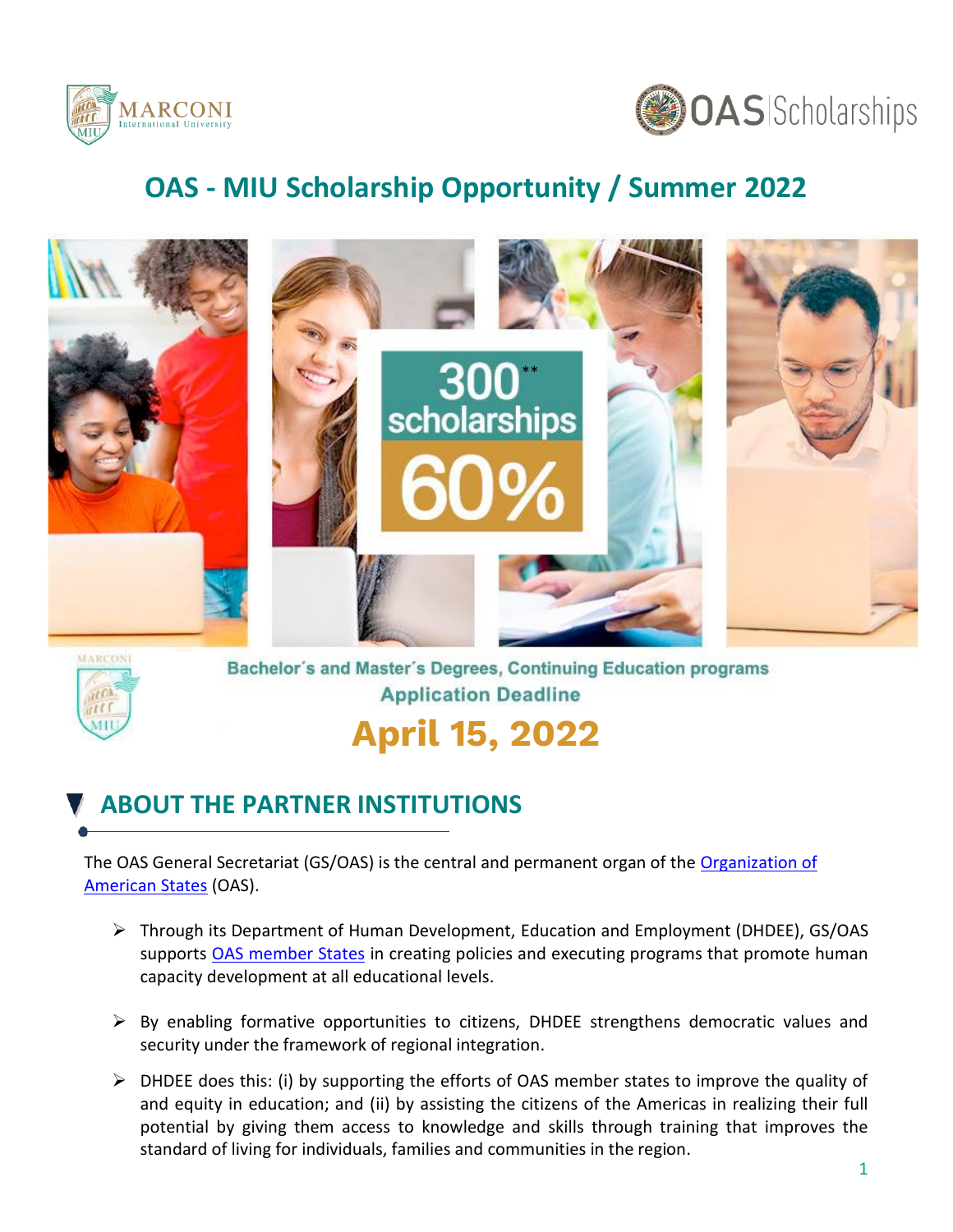# OAS - MIU Scholarship Opportunity / Summer 2022

300** scholarships

60%

Bachelor´s and Master´s Degrees, Continuing Education programs

Application Deadline

**April 15, 2022**

## ABOUT THE PARTNER INSTITUTIONS

The OAS General Secretariat (GS/OAS) is the central and permanent organ of the Organization of American States (OAS).

- Through its Department of Human Development, Education and Employment (DHDEE), GS/OAS supports OAS member States in creating policies and executing programs that promote human capacity development at all educational levels.
- By enabling formative opportunities to citizens, DHDEE strengthens democratic values and security under the framework of regional integration.
- DHDEE does this: (i) by supporting the efforts of OAS member states to improve the quality of and equity in education; and (ii) by assisting the citizens of the Americas in realizing their full potential by giving them access to knowledge and skills through training that improves the standard of living for individuals, families and communities in the region.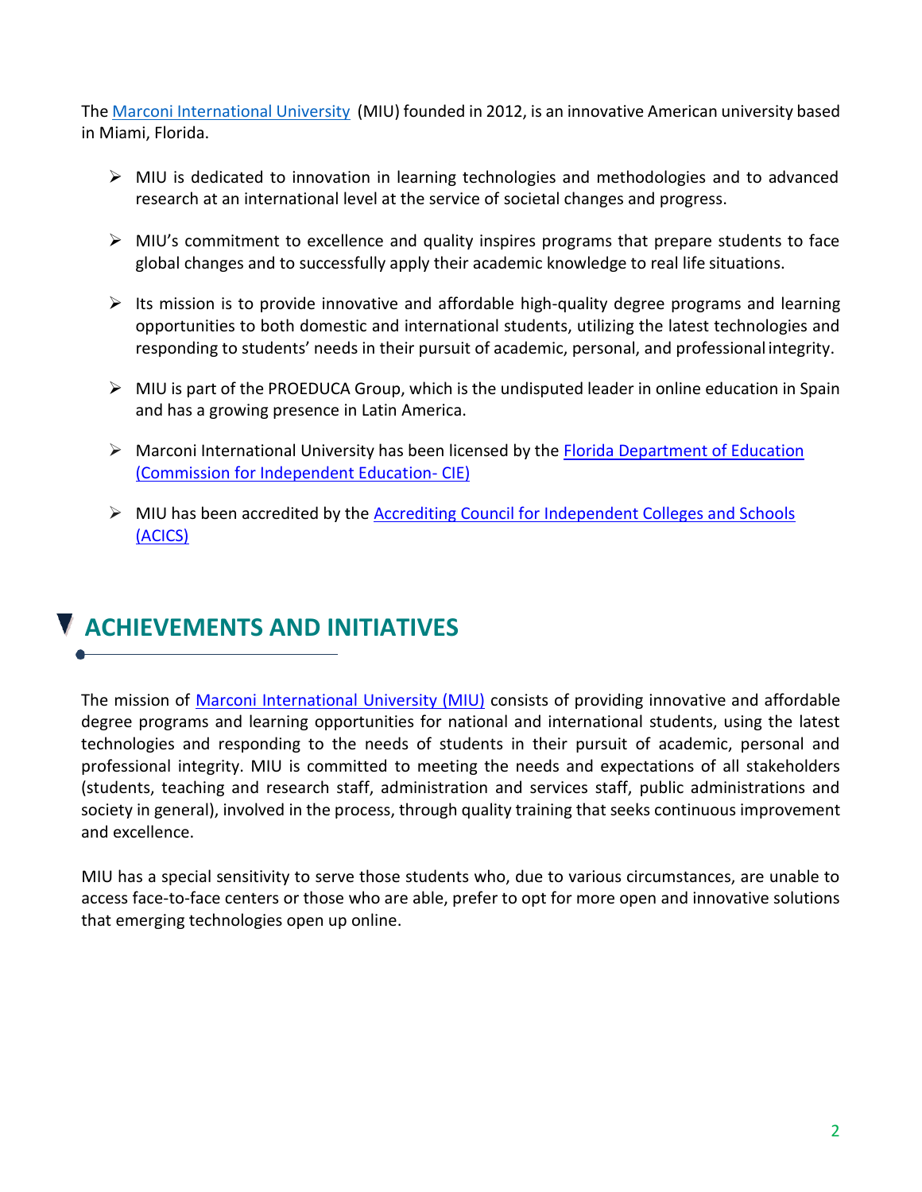The Marconi International University (MIU) founded in 2012, is an innovative American university based in Miami, Florida.

- MIU is dedicated to innovation in learning technologies and methodologies and to advanced research at an international level at the service of societal changes and progress.
- MIU's commitment to excellence and quality inspires programs that prepare students to face global changes and to successfully apply their academic knowledge to real life situations.
- Its mission is to provide innovative and affordable high-quality degree programs and learning opportunities to both domestic and international students, utilizing the latest technologies and responding to students' needs in their pursuit of academic, personal, and professional integrity.
- MIU is part of the PROEDUCA Group, which is the undisputed leader in online education in Spain and has a growing presence in Latin America.
- Marconi International University has been licensed by the Florida Department of Education (Commission for Independent Education- CIE)
- MIU has been accredited by the Accrediting Council for Independent Colleges and Schools (ACICS)

## ACHIEVEMENTS AND INITIATIVES

The mission of Marconi International University (MIU) consists of providing innovative and affordable degree programs and learning opportunities for national and international students, using the latest technologies and responding to the needs of students in their pursuit of academic, personal and professional integrity. MIU is committed to meeting the needs and expectations of all stakeholders (students, teaching and research staff, administration and services staff, public administrations and society in general), involved in the process, through quality training that seeks continuous improvement and excellence.

MIU has a special sensitivity to serve those students who, due to various circumstances, are unable to access face-to-face centers or those who are able, prefer to opt for more open and innovative solutions that emerging technologies open up online.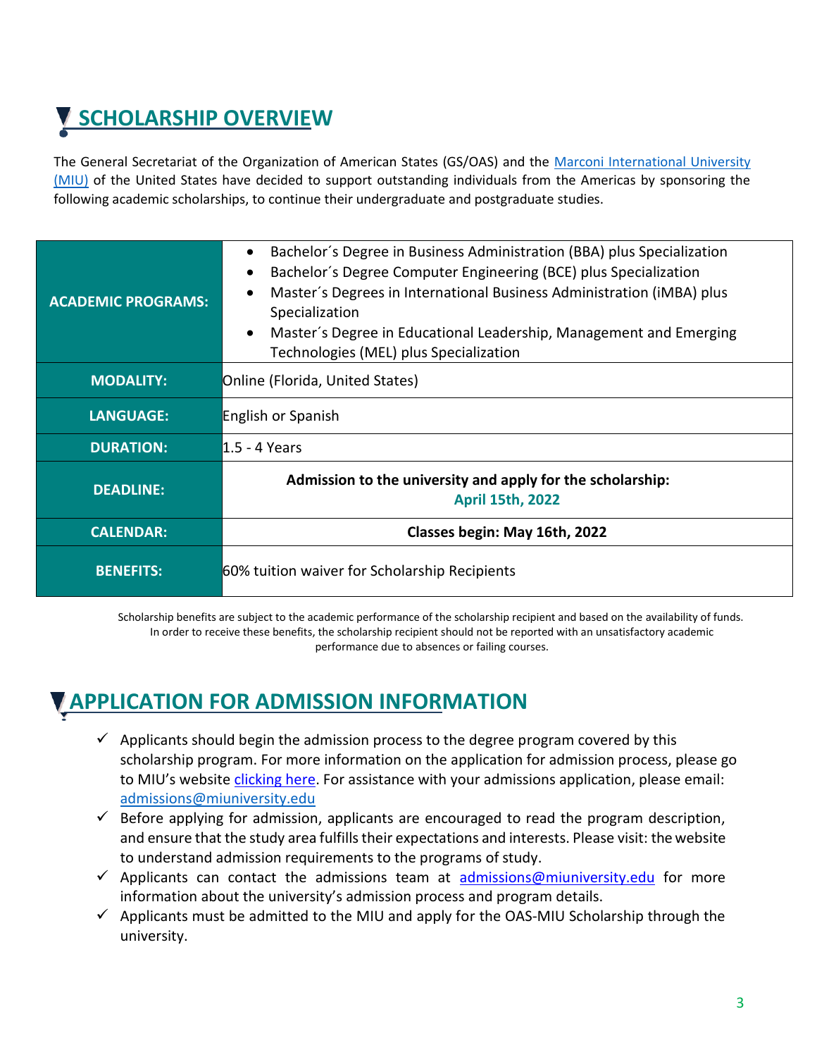## SCHOLARSHIP OVERVIEW

The General Secretariat of the Organization of American States (GS/OAS) and the Marconi International University (MIU) of the United States have decided to support outstanding individuals from the Americas by sponsoring the following academic scholarships, to continue their undergraduate and postgraduate studies.

| | |
|---|---|
| **ACADEMIC PROGRAMS:** | • Bachelor´s Degree in Business Administration (BBA) plus Specialization<br>• Bachelor´s Degree Computer Engineering (BCE) plus Specialization<br>• Master´s Degrees in International Business Administration (iMBA) plus Specialization<br>• Master´s Degree in Educational Leadership, Management and Emerging Technologies (MEL) plus Specialization |
| **MODALITY:** | Online (Florida, United States) |
| **LANGUAGE:** | English or Spanish |
| **DURATION:** | 1.5 - 4 Years |
| **DEADLINE:** | **Admission to the university and apply for the scholarship:** **April 15th, 2022** |
| **CALENDAR:** | **Classes begin: May 16th, 2022** |
| **BENEFITS:** | 60% tuition waiver for Scholarship Recipients |

Scholarship benefits are subject to the academic performance of the scholarship recipient and based on the availability of funds. In order to receive these benefits, the scholarship recipient should not be reported with an unsatisfactory academic performance due to absences or failing courses.

## APPLICATION FOR ADMISSION INFORMATION

- ✓ Applicants should begin the admission process to the degree program covered by this scholarship program. For more information on the application for admission process, please go to MIU's website clicking here. For assistance with your admissions application, please email: admissions@miuniversity.edu
- ✓ Before applying for admission, applicants are encouraged to read the program description, and ensure that the study area fulfills their expectations and interests. Please visit: the website to understand admission requirements to the programs of study.
- ✓ Applicants can contact the admissions team at admissions@miuniversity.edu for more information about the university's admission process and program details.
- ✓ Applicants must be admitted to the MIU and apply for the OAS-MIU Scholarship through the university.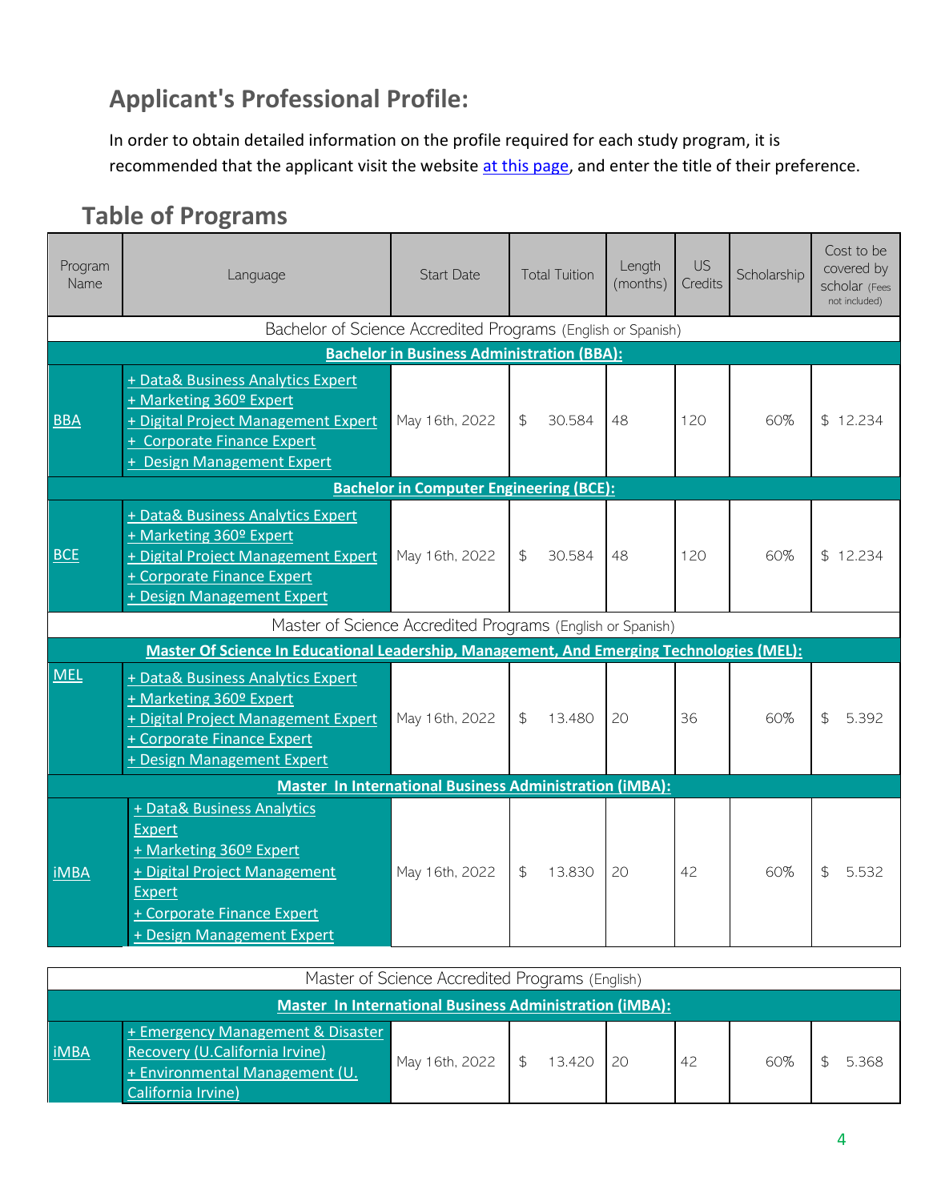## Applicant's Professional Profile:

In order to obtain detailed information on the profile required for each study program, it is recommended that the applicant visit the website at this page, and enter the title of their preference.

## Table of Programs

| Program Name | Language | Start Date | Total Tuition | Length (months) | US Credits | Scholarship | Cost to be covered by scholar (Fees not included) |
|---|---|---|---|---|---|---|---|
| Bachelor of Science Accredited Programs (English or Spanish) | | | | | | | |
| **Bachelor in Business Administration (BBA):** | | | | | | | |
| BBA | + Data& Business Analytics Expert<br>+ Marketing 360º Expert<br>+ Digital Project Management Expert<br>+ Corporate Finance Expert<br>+ Design Management Expert | May 16th, 2022 | $ 30.584 | 48 | 120 | 60% | $ 12.234 |
| **Bachelor in Computer Engineering (BCE):** | | | | | | | |
| BCE | + Data& Business Analytics Expert<br>+ Marketing 360º Expert<br>+ Digital Project Management Expert<br>+ Corporate Finance Expert<br>+ Design Management Expert | May 16th, 2022 | $ 30.584 | 48 | 120 | 60% | $ 12.234 |
| Master of Science Accredited Programs (English or Spanish) | | | | | | | |
| **Master Of Science In Educational Leadership, Management, And Emerging Technologies (MEL):** | | | | | | | |
| MEL | + Data& Business Analytics Expert<br>+ Marketing 360º Expert<br>+ Digital Project Management Expert<br>+ Corporate Finance Expert<br>+ Design Management Expert | May 16th, 2022 | $ 13.480 | 20 | 36 | 60% | $ 5.392 |
| **Master In International Business Administration (iMBA):** | | | | | | | |
| iMBA | + Data& Business Analytics Expert<br>+ Marketing 360º Expert<br>+ Digital Project Management Expert<br>+ Corporate Finance Expert<br>+ Design Management Expert | May 16th, 2022 | $ 13.830 | 20 | 42 | 60% | $ 5.532 |
| Master of Science Accredited Programs (English) | | | | | | | |
| **Master In International Business Administration (iMBA):** | | | | | | | |
| iMBA | + Emergency Management & Disaster Recovery (U.California Irvine)<br>+ Environmental Management (U. California Irvine) | May 16th, 2022 | $ 13.420 | 20 | 42 | 60% | $ 5.368 |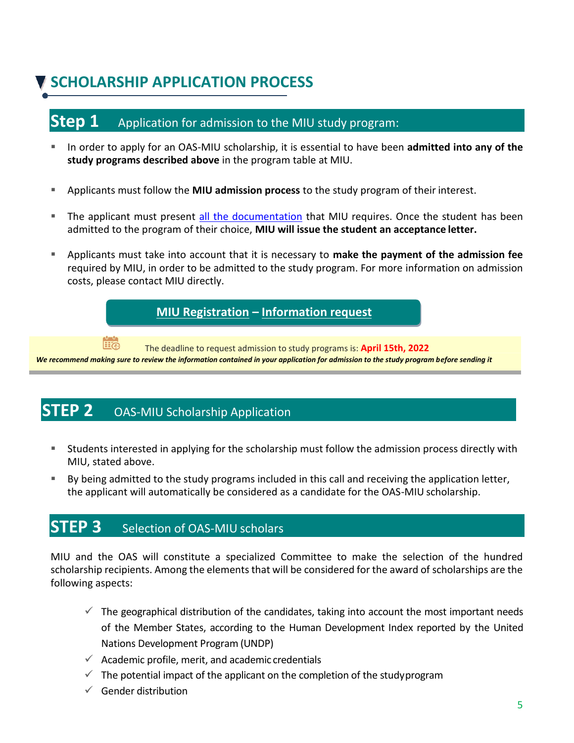# SCHOLARSHIP APPLICATION PROCESS

## Step 1 Application for admission to the MIU study program:

- In order to apply for an OAS-MIU scholarship, it is essential to have been **admitted into any of the study programs described above** in the program table at MIU.
- Applicants must follow the **MIU admission process** to the study program of their interest.
- The applicant must present all the documentation that MIU requires. Once the student has been admitted to the program of their choice, **MIU will issue the student an acceptance letter.**
- Applicants must take into account that it is necessary to **make the payment of the admission fee** required by MIU, in order to be admitted to the study program. For more information on admission costs, please contact MIU directly.

**MIU Registration – Information request**

The deadline to request admission to study programs is: **April 15th, 2022**

***We recommend making sure to review the information contained in your application for admission to the study program before sending it***

## STEP 2 OAS-MIU Scholarship Application

- Students interested in applying for the scholarship must follow the admission process directly with MIU, stated above.
- By being admitted to the study programs included in this call and receiving the application letter, the applicant will automatically be considered as a candidate for the OAS-MIU scholarship.

## STEP 3 Selection of OAS-MIU scholars

MIU and the OAS will constitute a specialized Committee to make the selection of the hundred scholarship recipients. Among the elements that will be considered for the award of scholarships are the following aspects:

- ✓ The geographical distribution of the candidates, taking into account the most important needs of the Member States, according to the Human Development Index reported by the United Nations Development Program (UNDP)
- ✓ Academic profile, merit, and academic credentials
- ✓ The potential impact of the applicant on the completion of the study program
- ✓ Gender distribution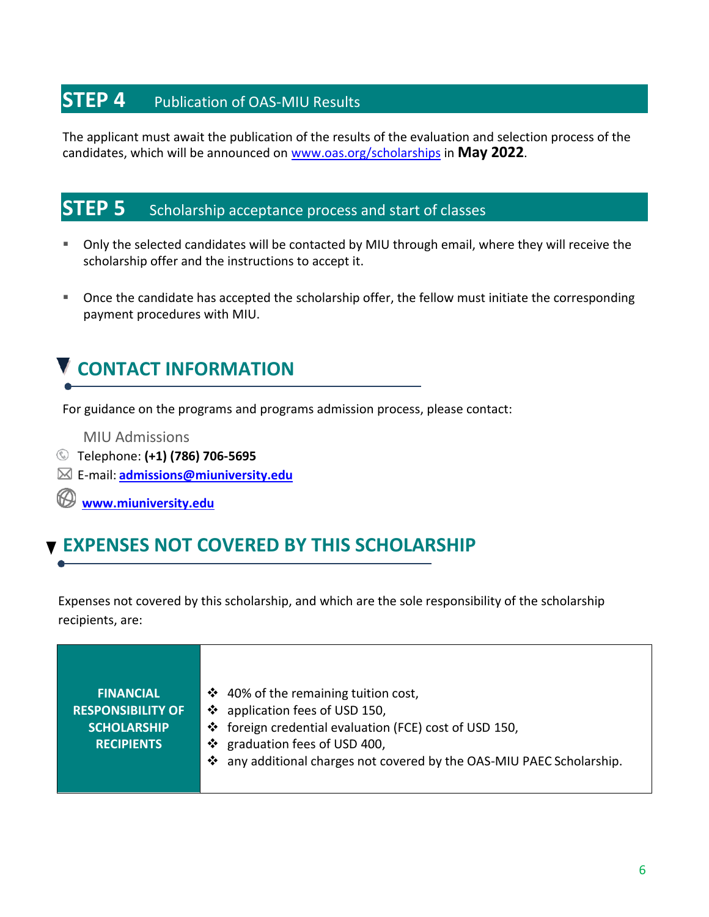## STEP 4 Publication of OAS-MIU Results

The applicant must await the publication of the results of the evaluation and selection process of the candidates, which will be announced on [www.oas.org/scholarships](http://www.oas.org/scholarships) in **May 2022**.

## STEP 5 Scholarship acceptance process and start of classes

- Only the selected candidates will be contacted by MIU through email, where they will receive the scholarship offer and the instructions to accept it.
- Once the candidate has accepted the scholarship offer, the fellow must initiate the corresponding payment procedures with MIU.

## CONTACT INFORMATION

For guidance on the programs and programs admission process, please contact:

MIU Admissions

Telephone: **(+1) (786) 706-5695**

E-mail: **[admissions@miuniversity.edu](mailto:admissions@miuniversity.edu)**

**[www.miuniversity.edu](http://www.miuniversity.edu)**

## EXPENSES NOT COVERED BY THIS SCHOLARSHIP

Expenses not covered by this scholarship, and which are the sole responsibility of the scholarship recipients, are:

| | |
|---|---|
| **FINANCIAL RESPONSIBILITY OF SCHOLARSHIP RECIPIENTS** | ❖ 40% of the remaining tuition cost,<br>❖ application fees of USD 150,<br>❖ foreign credential evaluation (FCE) cost of USD 150,<br>❖ graduation fees of USD 400,<br>❖ any additional charges not covered by the OAS-MIU PAEC Scholarship. |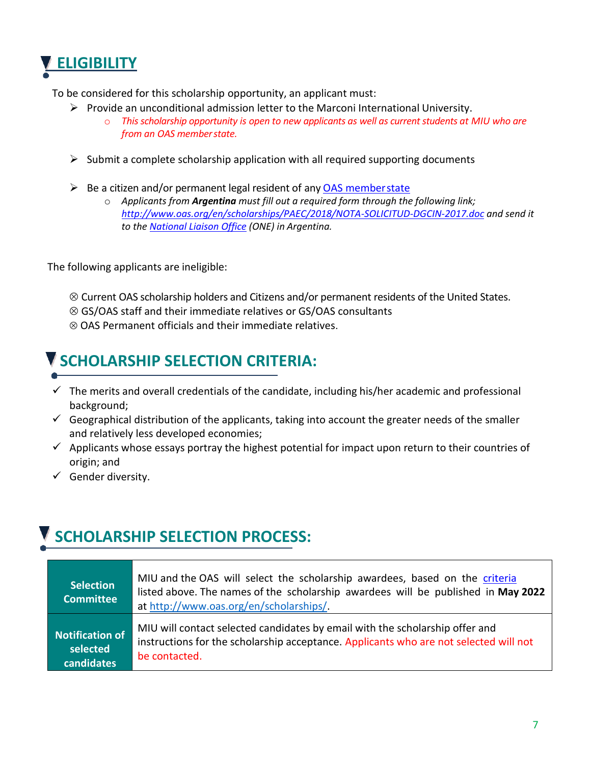## ELIGIBILITY

To be considered for this scholarship opportunity, an applicant must:

- Provide an unconditional admission letter to the Marconi International University.
  - *This scholarship opportunity is open to new applicants as well as current students at MIU who are from an OAS member state.*
- Submit a complete scholarship application with all required supporting documents
- Be a citizen and/or permanent legal resident of any [OAS member state]()
  - *Applicants from **Argentina** must fill out a required form through the following link; [http://www.oas.org/en/scholarships/PAEC/2018/NOTA-SOLICITUD-DGCIN-2017.doc](http://www.oas.org/en/scholarships/PAEC/2018/NOTA-SOLICITUD-DGCIN-2017.doc) and send it to the [National Liaison Office]() (ONE) in Argentina.*

The following applicants are ineligible:

- ⊗ Current OAS scholarship holders and Citizens and/or permanent residents of the United States.
- ⊗ GS/OAS staff and their immediate relatives or GS/OAS consultants
- ⊗ OAS Permanent officials and their immediate relatives.

## SCHOLARSHIP SELECTION CRITERIA:

- ✓ The merits and overall credentials of the candidate, including his/her academic and professional background;
- ✓ Geographical distribution of the applicants, taking into account the greater needs of the smaller and relatively less developed economies;
- ✓ Applicants whose essays portray the highest potential for impact upon return to their countries of origin; and
- ✓ Gender diversity.

## SCHOLARSHIP SELECTION PROCESS:

| | |
|---|---|
| **Selection Committee** | MIU and the OAS will select the scholarship awardees, based on the [criteria]() listed above. The names of the scholarship awardees will be published in **May 2022** at [http://www.oas.org/en/scholarships/](http://www.oas.org/en/scholarships/). |
| **Notification of selected candidates** | MIU will contact selected candidates by email with the scholarship offer and instructions for the scholarship acceptance. Applicants who are not selected will not be contacted. |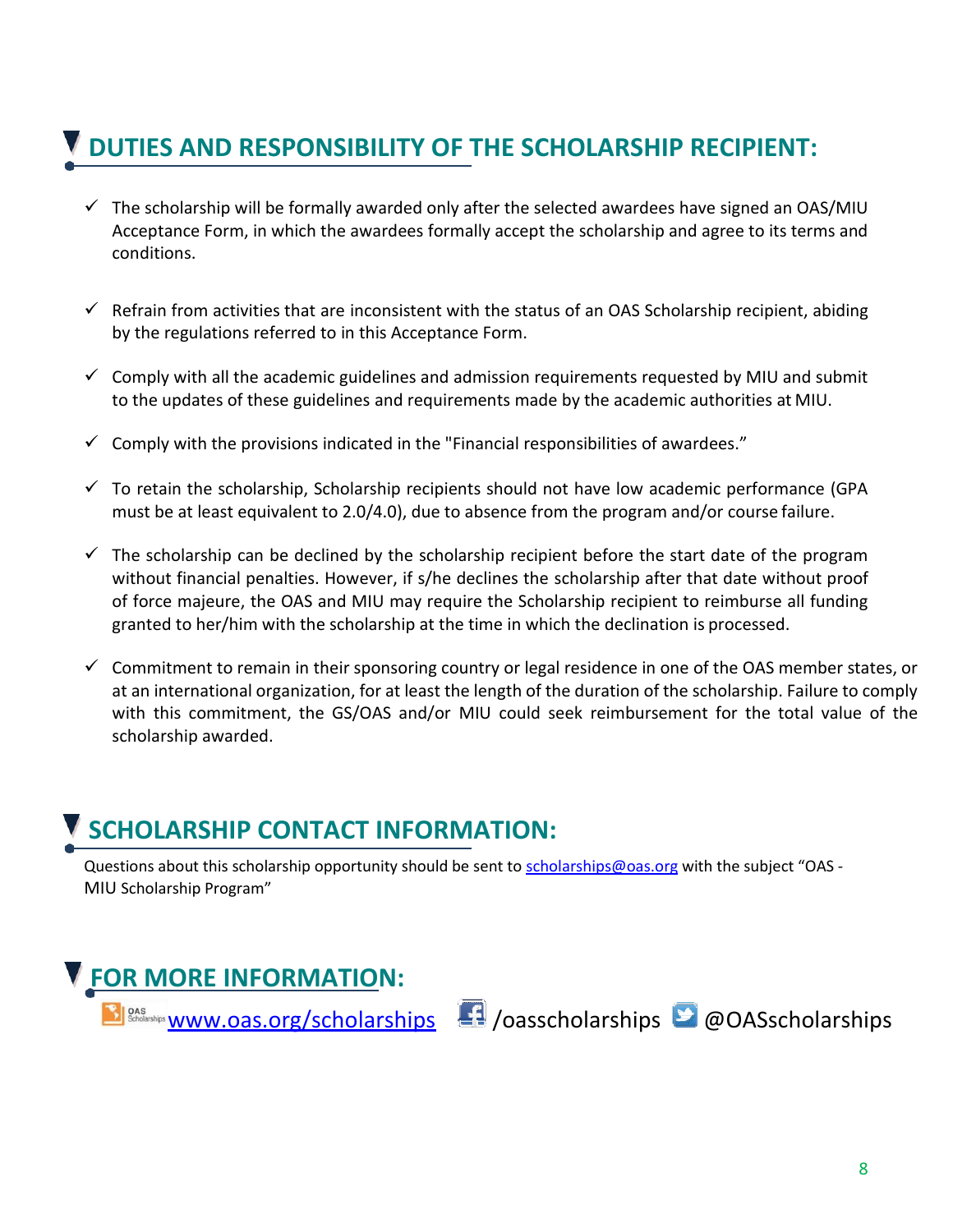## DUTIES AND RESPONSIBILITY OF THE SCHOLARSHIP RECIPIENT:

- ✓ The scholarship will be formally awarded only after the selected awardees have signed an OAS/MIU Acceptance Form, in which the awardees formally accept the scholarship and agree to its terms and conditions.
- ✓ Refrain from activities that are inconsistent with the status of an OAS Scholarship recipient, abiding by the regulations referred to in this Acceptance Form.
- ✓ Comply with all the academic guidelines and admission requirements requested by MIU and submit to the updates of these guidelines and requirements made by the academic authorities at MIU.
- ✓ Comply with the provisions indicated in the "Financial responsibilities of awardees."
- ✓ To retain the scholarship, Scholarship recipients should not have low academic performance (GPA must be at least equivalent to 2.0/4.0), due to absence from the program and/or course failure.
- ✓ The scholarship can be declined by the scholarship recipient before the start date of the program without financial penalties. However, if s/he declines the scholarship after that date without proof of force majeure, the OAS and MIU may require the Scholarship recipient to reimburse all funding granted to her/him with the scholarship at the time in which the declination is processed.
- ✓ Commitment to remain in their sponsoring country or legal residence in one of the OAS member states, or at an international organization, for at least the length of the duration of the scholarship. Failure to comply with this commitment, the GS/OAS and/or MIU could seek reimbursement for the total value of the scholarship awarded.

## SCHOLARSHIP CONTACT INFORMATION:

Questions about this scholarship opportunity should be sent to scholarships@oas.org with the subject "OAS - MIU Scholarship Program"

## FOR MORE INFORMATION:

www.oas.org/scholarships /oasscholarships @OASscholarships